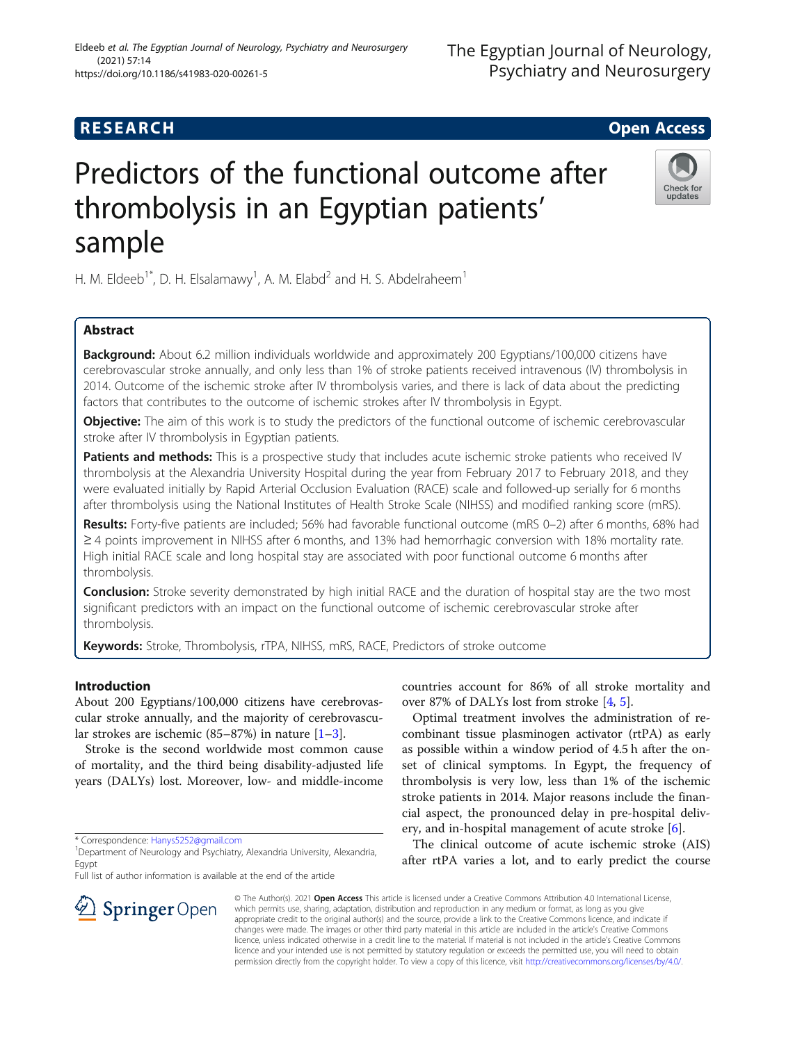**RESEARCH** **Open Access**

# Predictors of the functional outcome after thrombolysis in an Egyptian patients' sample

H. M. Eldeeb[1*], D. H. Elsalamawy[1], A. M. Elabd[2] and H. S. Abdelraheem[1]

## Abstract

**Background:** About 6.2 million individuals worldwide and approximately 200 Egyptians/100,000 citizens have cerebrovascular stroke annually, and only less than 1% of stroke patients received intravenous (IV) thrombolysis in 2014. Outcome of the ischemic stroke after IV thrombolysis varies, and there is lack of data about the predicting factors that contributes to the outcome of ischemic strokes after IV thrombolysis in Egypt.

**Objective:** The aim of this work is to study the predictors of the functional outcome of ischemic cerebrovascular stroke after IV thrombolysis in Egyptian patients.

**Patients and methods:** This is a prospective study that includes acute ischemic stroke patients who received IV thrombolysis at the Alexandria University Hospital during the year from February 2017 to February 2018, and they were evaluated initially by Rapid Arterial Occlusion Evaluation (RACE) scale and followed-up serially for 6 months after thrombolysis using the National Institutes of Health Stroke Scale (NIHSS) and modified ranking score (mRS).

**Results:** Forty-five patients are included; 56% had favorable functional outcome (mRS 0–2) after 6 months, 68% had ≥ 4 points improvement in NIHSS after 6 months, and 13% had hemorrhagic conversion with 18% mortality rate. High initial RACE scale and long hospital stay are associated with poor functional outcome 6 months after thrombolysis.

**Conclusion:** Stroke severity demonstrated by high initial RACE and the duration of hospital stay are the two most significant predictors with an impact on the functional outcome of ischemic cerebrovascular stroke after thrombolysis.

**Keywords:** Stroke, Thrombolysis, rTPA, NIHSS, mRS, RACE, Predictors of stroke outcome

## Introduction

About 200 Egyptians/100,000 citizens have cerebrovascular stroke annually, and the majority of cerebrovascular strokes are ischemic (85–87%) in nature [1–3].

Stroke is the second worldwide most common cause of mortality, and the third being disability-adjusted life years (DALYs) lost. Moreover, low- and middle-income countries account for 86% of all stroke mortality and over 87% of DALYs lost from stroke [4, 5].

Optimal treatment involves the administration of recombinant tissue plasminogen activator (rtPA) as early as possible within a window period of 4.5 h after the onset of clinical symptoms. In Egypt, the frequency of thrombolysis is very low, less than 1% of the ischemic stroke patients in 2014. Major reasons include the financial aspect, the pronounced delay in pre-hospital delivery, and in-hospital management of acute stroke [6].

The clinical outcome of acute ischemic stroke (AIS) after rtPA varies a lot, and to early predict the course

\* Correspondence: Hanys5252@gmail.com
[1]Department of Neurology and Psychiatry, Alexandria University, Alexandria, Egypt
Full list of author information is available at the end of the article

© The Author(s). 2021 **Open Access** This article is licensed under a Creative Commons Attribution 4.0 International License, which permits use, sharing, adaptation, distribution and reproduction in any medium or format, as long as you give appropriate credit to the original author(s) and the source, provide a link to the Creative Commons licence, and indicate if changes were made. The images or other third party material in this article are included in the article's Creative Commons licence, unless indicated otherwise in a credit line to the material. If material is not included in the article's Creative Commons licence and your intended use is not permitted by statutory regulation or exceeds the permitted use, you will need to obtain permission directly from the copyright holder. To view a copy of this licence, visit http://creativecommons.org/licenses/by/4.0/.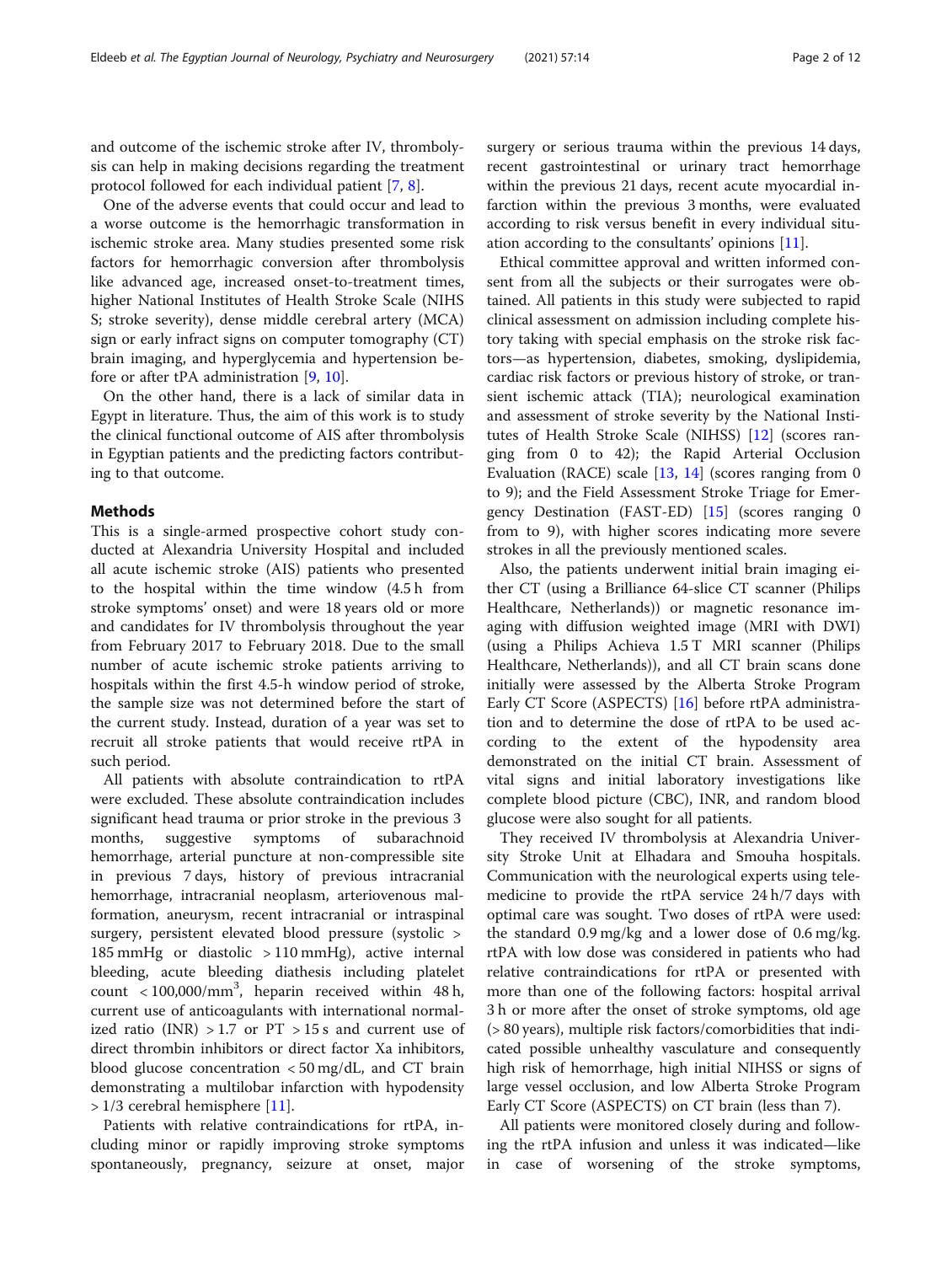and outcome of the ischemic stroke after IV, thrombolysis can help in making decisions regarding the treatment protocol followed for each individual patient [7, 8].

One of the adverse events that could occur and lead to a worse outcome is the hemorrhagic transformation in ischemic stroke area. Many studies presented some risk factors for hemorrhagic conversion after thrombolysis like advanced age, increased onset-to-treatment times, higher National Institutes of Health Stroke Scale (NIHS S; stroke severity), dense middle cerebral artery (MCA) sign or early infract signs on computer tomography (CT) brain imaging, and hyperglycemia and hypertension before or after tPA administration [9, 10].

On the other hand, there is a lack of similar data in Egypt in literature. Thus, the aim of this work is to study the clinical functional outcome of AIS after thrombolysis in Egyptian patients and the predicting factors contributing to that outcome.

## Methods

This is a single-armed prospective cohort study conducted at Alexandria University Hospital and included all acute ischemic stroke (AIS) patients who presented to the hospital within the time window (4.5 h from stroke symptoms' onset) and were 18 years old or more and candidates for IV thrombolysis throughout the year from February 2017 to February 2018. Due to the small number of acute ischemic stroke patients arriving to hospitals within the first 4.5-h window period of stroke, the sample size was not determined before the start of the current study. Instead, duration of a year was set to recruit all stroke patients that would receive rtPA in such period.

All patients with absolute contraindication to rtPA were excluded. These absolute contraindication includes significant head trauma or prior stroke in the previous 3 months, suggestive symptoms of subarachnoid hemorrhage, arterial puncture at non-compressible site in previous 7 days, history of previous intracranial hemorrhage, intracranial neoplasm, arteriovenous malformation, aneurysm, recent intracranial or intraspinal surgery, persistent elevated blood pressure (systolic > 185 mmHg or diastolic > 110 mmHg), active internal bleeding, acute bleeding diathesis including platelet count < 100,000/mm$^3$, heparin received within 48 h, current use of anticoagulants with international normalized ratio (INR) > 1.7 or PT > 15 s and current use of direct thrombin inhibitors or direct factor Xa inhibitors, blood glucose concentration < 50 mg/dL, and CT brain demonstrating a multilobar infarction with hypodensity > 1/3 cerebral hemisphere [11].

Patients with relative contraindications for rtPA, including minor or rapidly improving stroke symptoms spontaneously, pregnancy, seizure at onset, major surgery or serious trauma within the previous 14 days, recent gastrointestinal or urinary tract hemorrhage within the previous 21 days, recent acute myocardial infarction within the previous 3 months, were evaluated according to risk versus benefit in every individual situation according to the consultants' opinions [11].

Ethical committee approval and written informed consent from all the subjects or their surrogates were obtained. All patients in this study were subjected to rapid clinical assessment on admission including complete history taking with special emphasis on the stroke risk factors—as hypertension, diabetes, smoking, dyslipidemia, cardiac risk factors or previous history of stroke, or transient ischemic attack (TIA); neurological examination and assessment of stroke severity by the National Institutes of Health Stroke Scale (NIHSS) [12] (scores ranging from 0 to 42); the Rapid Arterial Occlusion Evaluation (RACE) scale [13, 14] (scores ranging from 0 to 9); and the Field Assessment Stroke Triage for Emergency Destination (FAST-ED) [15] (scores ranging 0 from to 9), with higher scores indicating more severe strokes in all the previously mentioned scales.

Also, the patients underwent initial brain imaging either CT (using a Brilliance 64-slice CT scanner (Philips Healthcare, Netherlands)) or magnetic resonance imaging with diffusion weighted image (MRI with DWI) (using a Philips Achieva 1.5 T MRI scanner (Philips Healthcare, Netherlands)), and all CT brain scans done initially were assessed by the Alberta Stroke Program Early CT Score (ASPECTS) [16] before rtPA administration and to determine the dose of rtPA to be used according to the extent of the hypodensity area demonstrated on the initial CT brain. Assessment of vital signs and initial laboratory investigations like complete blood picture (CBC), INR, and random blood glucose were also sought for all patients.

They received IV thrombolysis at Alexandria University Stroke Unit at Elhadara and Smouha hospitals. Communication with the neurological experts using telemedicine to provide the rtPA service 24 h/7 days with optimal care was sought. Two doses of rtPA were used: the standard 0.9 mg/kg and a lower dose of 0.6 mg/kg. rtPA with low dose was considered in patients who had relative contraindications for rtPA or presented with more than one of the following factors: hospital arrival 3 h or more after the onset of stroke symptoms, old age (> 80 years), multiple risk factors/comorbidities that indicated possible unhealthy vasculature and consequently high risk of hemorrhage, high initial NIHSS or signs of large vessel occlusion, and low Alberta Stroke Program Early CT Score (ASPECTS) on CT brain (less than 7).

All patients were monitored closely during and following the rtPA infusion and unless it was indicated—like in case of worsening of the stroke symptoms,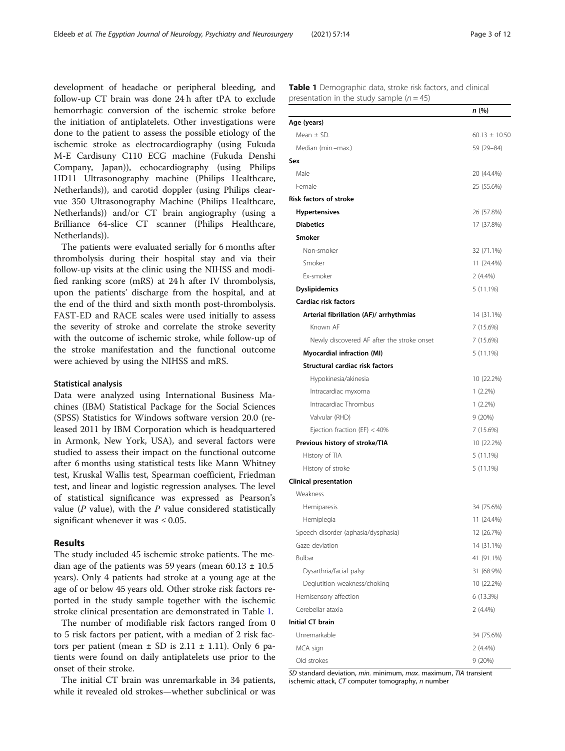development of headache or peripheral bleeding, and follow-up CT brain was done 24 h after tPA to exclude hemorrhagic conversion of the ischemic stroke before the initiation of antiplatelets. Other investigations were done to the patient to assess the possible etiology of the ischemic stroke as electrocardiography (using Fukuda M-E Cardisuny C110 ECG machine (Fukuda Denshi Company, Japan)), echocardiography (using Philips HD11 Ultrasonography machine (Philips Healthcare, Netherlands)), and carotid doppler (using Philips clear-vue 350 Ultrasonography Machine (Philips Healthcare, Netherlands)) and/or CT brain angiography (using a Brilliance 64-slice CT scanner (Philips Healthcare, Netherlands)).

The patients were evaluated serially for 6 months after thrombolysis during their hospital stay and via their follow-up visits at the clinic using the NIHSS and modified ranking score (mRS) at 24 h after IV thrombolysis, upon the patients' discharge from the hospital, and at the end of the third and sixth month post-thrombolysis. FAST-ED and RACE scales were used initially to assess the severity of stroke and correlate the stroke severity with the outcome of ischemic stroke, while follow-up of the stroke manifestation and the functional outcome were achieved by using the NIHSS and mRS.

### Statistical analysis

Data were analyzed using International Business Machines (IBM) Statistical Package for the Social Sciences (SPSS) Statistics for Windows software version 20.0 (released 2011 by IBM Corporation which is headquartered in Armonk, New York, USA), and several factors were studied to assess their impact on the functional outcome after 6 months using statistical tests like Mann Whitney test, Kruskal Wallis test, Spearman coefficient, Friedman test, and linear and logistic regression analyses. The level of statistical significance was expressed as Pearson's value (*P* value), with the *P* value considered statistically significant whenever it was ≤ 0.05.

## Results

The study included 45 ischemic stroke patients. The median age of the patients was 59 years (mean 60.13 ± 10.5 years). Only 4 patients had stroke at a young age at the age of or below 45 years old. Other stroke risk factors reported in the study sample together with the ischemic stroke clinical presentation are demonstrated in Table 1.

The number of modifiable risk factors ranged from 0 to 5 risk factors per patient, with a median of 2 risk factors per patient (mean ± SD is 2.11 ± 1.11). Only 6 patients were found on daily antiplatelets use prior to the onset of their stroke.

The initial CT brain was unremarkable in 34 patients, while it revealed old strokes—whether subclinical or was

**Table 1** Demographic data, stroke risk factors, and clinical presentation in the study sample (*n* = 45)

| | *n* (%) |
|---|---|
| **Age (years)** | |
| Mean ± SD. | 60.13 ± 10.50 |
| Median (min.–max.) | 59 (29–84) |
| **Sex** | |
| Male | 20 (44.4%) |
| Female | 25 (55.6%) |
| **Risk factors of stroke** | |
| **Hypertensives** | 26 (57.8%) |
| **Diabetics** | 17 (37.8%) |
| **Smoker** | |
| Non-smoker | 32 (71.1%) |
| Smoker | 11 (24.4%) |
| Ex-smoker | 2 (4.4%) |
| **Dyslipidemics** | 5 (11.1%) |
| **Cardiac risk factors** | |
| **Arterial fibrillation (AF)/ arrhythmias** | 14 (31.1%) |
| Known AF | 7 (15.6%) |
| Newly discovered AF after the stroke onset | 7 (15.6%) |
| **Myocardial infraction (MI)** | 5 (11.1%) |
| **Structural cardiac risk factors** | |
| Hypokinesia/akinesia | 10 (22.2%) |
| Intracardiac myxoma | 1 (2.2%) |
| Intracardiac Thrombus | 1 (2.2%) |
| Valvular (RHD) | 9 (20%) |
| Ejection fraction (EF) < 40% | 7 (15.6%) |
| **Previous history of stroke/TIA** | 10 (22.2%) |
| History of TIA | 5 (11.1%) |
| History of stroke | 5 (11.1%) |
| **Clinical presentation** | |
| Weakness | |
| Hemiparesis | 34 (75.6%) |
| Hemiplegia | 11 (24.4%) |
| Speech disorder (aphasia/dysphasia) | 12 (26.7%) |
| Gaze deviation | 14 (31.1%) |
| Bulbar | 41 (91.1%) |
| Dysarthria/facial palsy | 31 (68.9%) |
| Deglutition weakness/choking | 10 (22.2%) |
| Hemisensory affection | 6 (13.3%) |
| Cerebellar ataxia | 2 (4.4%) |
| **Initial CT brain** | |
| Unremarkable | 34 (75.6%) |
| MCA sign | 2 (4.4%) |
| Old strokes | 9 (20%) |

*SD* standard deviation, *min.* minimum, *max.* maximum, *TIA* transient ischemic attack, *CT* computer tomography, *n* number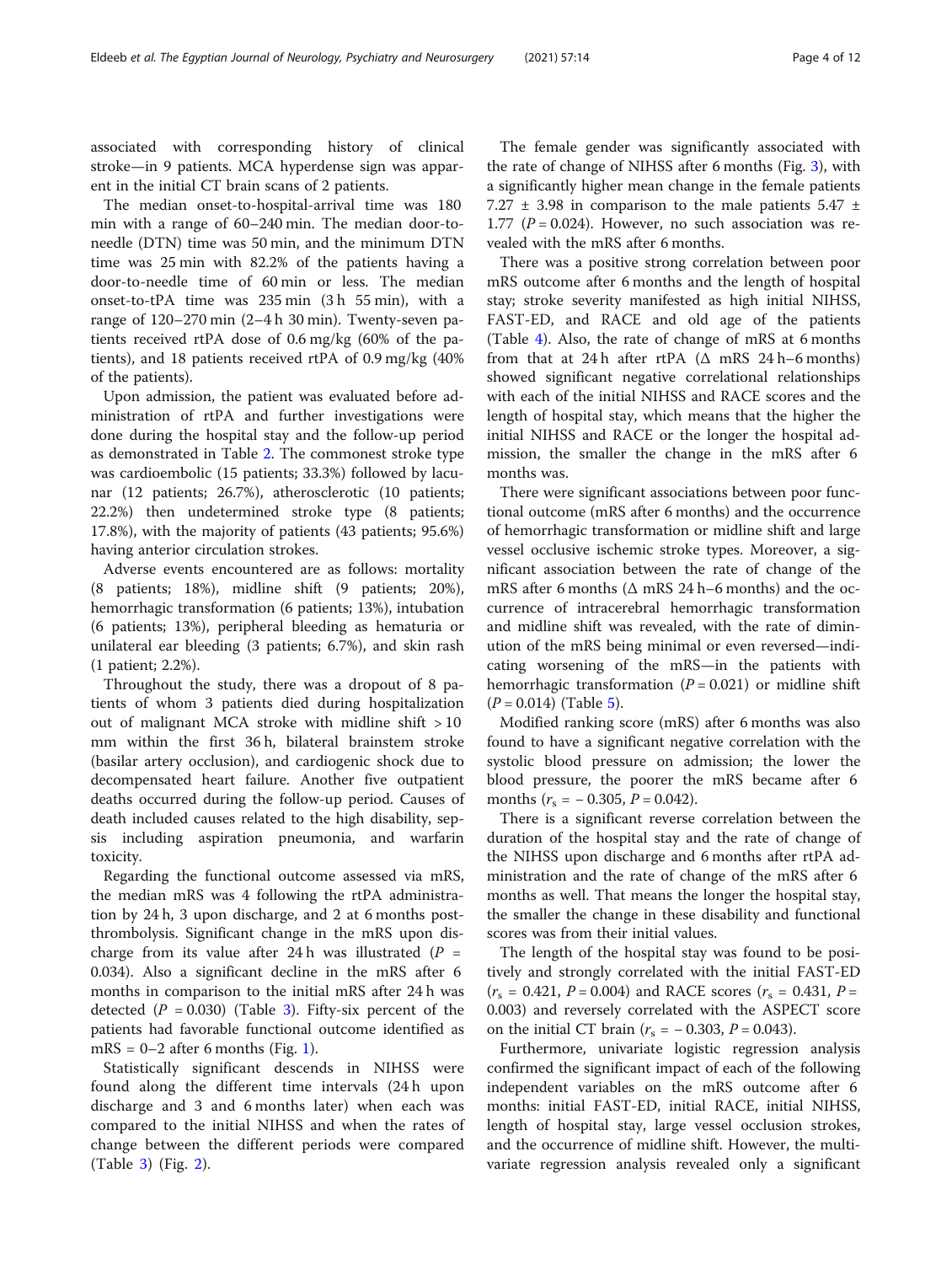associated with corresponding history of clinical stroke—in 9 patients. MCA hyperdense sign was apparent in the initial CT brain scans of 2 patients.

The median onset-to-hospital-arrival time was 180 min with a range of 60–240 min. The median door-to-needle (DTN) time was 50 min, and the minimum DTN time was 25 min with 82.2% of the patients having a door-to-needle time of 60 min or less. The median onset-to-tPA time was 235 min (3 h 55 min), with a range of 120–270 min (2–4 h 30 min). Twenty-seven patients received rtPA dose of 0.6 mg/kg (60% of the patients), and 18 patients received rtPA of 0.9 mg/kg (40% of the patients).

Upon admission, the patient was evaluated before administration of rtPA and further investigations were done during the hospital stay and the follow-up period as demonstrated in Table 2. The commonest stroke type was cardioembolic (15 patients; 33.3%) followed by lacunar (12 patients; 26.7%), atherosclerotic (10 patients; 22.2%) then undetermined stroke type (8 patients; 17.8%), with the majority of patients (43 patients; 95.6%) having anterior circulation strokes.

Adverse events encountered are as follows: mortality (8 patients; 18%), midline shift (9 patients; 20%), hemorrhagic transformation (6 patients; 13%), intubation (6 patients; 13%), peripheral bleeding as hematuria or unilateral ear bleeding (3 patients; 6.7%), and skin rash (1 patient; 2.2%).

Throughout the study, there was a dropout of 8 patients of whom 3 patients died during hospitalization out of malignant MCA stroke with midline shift > 10 mm within the first 36 h, bilateral brainstem stroke (basilar artery occlusion), and cardiogenic shock due to decompensated heart failure. Another five outpatient deaths occurred during the follow-up period. Causes of death included causes related to the high disability, sepsis including aspiration pneumonia, and warfarin toxicity.

Regarding the functional outcome assessed via mRS, the median mRS was 4 following the rtPA administration by 24 h, 3 upon discharge, and 2 at 6 months post-thrombolysis. Significant change in the mRS upon discharge from its value after 24 h was illustrated ($P$ = 0.034). Also a significant decline in the mRS after 6 months in comparison to the initial mRS after 24 h was detected ($P$ = 0.030) (Table 3). Fifty-six percent of the patients had favorable functional outcome identified as mRS = 0–2 after 6 months (Fig. 1).

Statistically significant descends in NIHSS were found along the different time intervals (24 h upon discharge and 3 and 6 months later) when each was compared to the initial NIHSS and when the rates of change between the different periods were compared (Table 3) (Fig. 2).

The female gender was significantly associated with the rate of change of NIHSS after 6 months (Fig. 3), with a significantly higher mean change in the female patients 7.27 ± 3.98 in comparison to the male patients 5.47 ± 1.77 ($P$ = 0.024). However, no such association was revealed with the mRS after 6 months.

There was a positive strong correlation between poor mRS outcome after 6 months and the length of hospital stay; stroke severity manifested as high initial NIHSS, FAST-ED, and RACE and old age of the patients (Table 4). Also, the rate of change of mRS at 6 months from that at 24 h after rtPA (Δ mRS 24 h–6 months) showed significant negative correlational relationships with each of the initial NIHSS and RACE scores and the length of hospital stay, which means that the higher the initial NIHSS and RACE or the longer the hospital admission, the smaller the change in the mRS after 6 months was.

There were significant associations between poor functional outcome (mRS after 6 months) and the occurrence of hemorrhagic transformation or midline shift and large vessel occlusive ischemic stroke types. Moreover, a significant association between the rate of change of the mRS after 6 months (Δ mRS 24 h–6 months) and the occurrence of intracerebral hemorrhagic transformation and midline shift was revealed, with the rate of diminution of the mRS being minimal or even reversed—indicating worsening of the mRS—in the patients with hemorrhagic transformation ($P$ = 0.021) or midline shift ($P$ = 0.014) (Table 5).

Modified ranking score (mRS) after 6 months was also found to have a significant negative correlation with the systolic blood pressure on admission; the lower the blood pressure, the poorer the mRS became after 6 months ($r_s$ = − 0.305, $P$ = 0.042).

There is a significant reverse correlation between the duration of the hospital stay and the rate of change of the NIHSS upon discharge and 6 months after rtPA administration and the rate of change of the mRS after 6 months as well. That means the longer the hospital stay, the smaller the change in these disability and functional scores was from their initial values.

The length of the hospital stay was found to be positively and strongly correlated with the initial FAST-ED ($r_s$ = 0.421, $P$ = 0.004) and RACE scores ($r_s$ = 0.431, $P$ = 0.003) and reversely correlated with the ASPECT score on the initial CT brain ($r_s$ = − 0.303, $P$ = 0.043).

Furthermore, univariate logistic regression analysis confirmed the significant impact of each of the following independent variables on the mRS outcome after 6 months: initial FAST-ED, initial RACE, initial NIHSS, length of hospital stay, large vessel occlusion strokes, and the occurrence of midline shift. However, the multivariate regression analysis revealed only a significant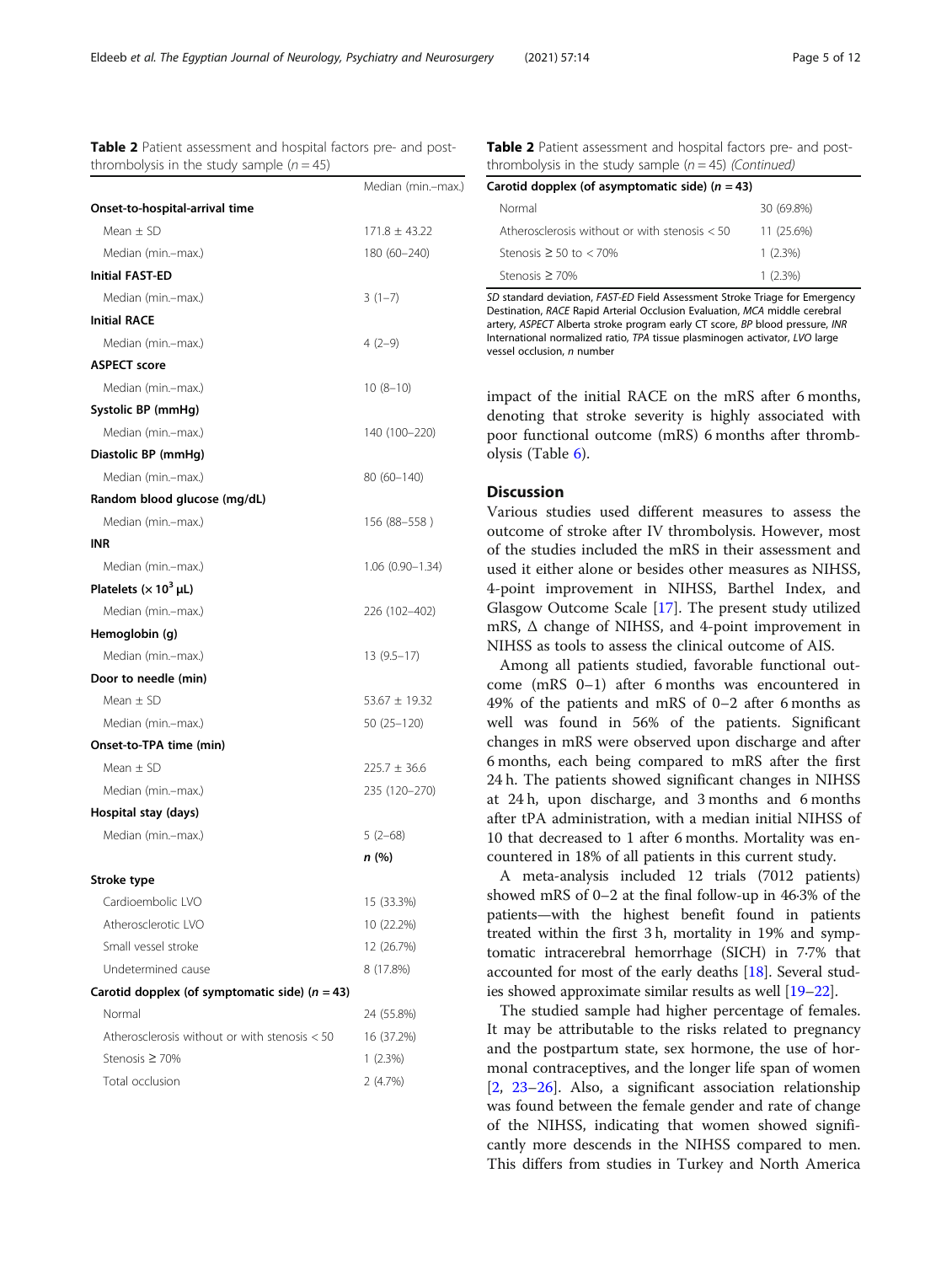**Table 2** Patient assessment and hospital factors pre- and post-thrombolysis in the study sample ($n = 45$)

| | Median (min.–max.) |
|---|---|
| **Onset-to-hospital-arrival time** | |
| Mean ± SD | 171.8 ± 43.22 |
| Median (min.–max.) | 180 (60–240) |
| **Initial FAST-ED** | |
| Median (min.–max.) | 3 (1–7) |
| **Initial RACE** | |
| Median (min.–max.) | 4 (2–9) |
| **ASPECT score** | |
| Median (min.–max.) | 10 (8–10) |
| **Systolic BP (mmHg)** | |
| Median (min.–max.) | 140 (100–220) |
| **Diastolic BP (mmHg)** | |
| Median (min.–max.) | 80 (60–140) |
| **Random blood glucose (mg/dL)** | |
| Median (min.–max.) | 156 (88–558 ) |
| **INR** | |
| Median (min.–max.) | 1.06 (0.90–1.34) |
| **Platelets ($\times 10^3$ μL)** | |
| Median (min.–max.) | 226 (102–402) |
| **Hemoglobin (g)** | |
| Median (min.–max.) | 13 (9.5–17) |
| **Door to needle (min)** | |
| Mean ± SD | 53.67 ± 19.32 |
| Median (min.–max.) | 50 (25–120) |
| **Onset-to-TPA time (min)** | |
| Mean ± SD | 225.7 ± 36.6 |
| Median (min.–max.) | 235 (120–270) |
| **Hospital stay (days)** | |
| Median (min.–max.) | 5 (2–68) |
| | ***n* (%)** |
| **Stroke type** | |
| Cardioembolic LVO | 15 (33.3%) |
| Atherosclerotic LVO | 10 (22.2%) |
| Small vessel stroke | 12 (26.7%) |
| Undetermined cause | 8 (17.8%) |
| **Carotid dopplex (of symptomatic side) ($n = 43$)** | |
| Normal | 24 (55.8%) |
| Atherosclerosis without or with stenosis < 50 | 16 (37.2%) |
| Stenosis ≥ 70% | 1 (2.3%) |
| Total occlusion | 2 (4.7%) |
| **Carotid dopplex (of asymptomatic side) ($n = 43$)** | |
| Normal | 30 (69.8%) |
| Atherosclerosis without or with stenosis < 50 | 11 (25.6%) |
| Stenosis ≥ 50 to < 70% | 1 (2.3%) |
| Stenosis ≥ 70% | 1 (2.3%) |

*SD* standard deviation, *FAST-ED* Field Assessment Stroke Triage for Emergency Destination, *RACE* Rapid Arterial Occlusion Evaluation, *MCA* middle cerebral artery, *ASPECT* Alberta stroke program early CT score, *BP* blood pressure, *INR* International normalized ratio, *TPA* tissue plasminogen activator, *LVO* large vessel occlusion, *n* number

impact of the initial RACE on the mRS after 6 months, denoting that stroke severity is highly associated with poor functional outcome (mRS) 6 months after thrombolysis (Table 6).

## Discussion

Various studies used different measures to assess the outcome of stroke after IV thrombolysis. However, most of the studies included the mRS in their assessment and used it either alone or besides other measures as NIHSS, 4-point improvement in NIHSS, Barthel Index, and Glasgow Outcome Scale [17]. The present study utilized mRS, Δ change of NIHSS, and 4-point improvement in NIHSS as tools to assess the clinical outcome of AIS.

Among all patients studied, favorable functional outcome (mRS 0–1) after 6 months was encountered in 49% of the patients and mRS of 0–2 after 6 months as well was found in 56% of the patients. Significant changes in mRS were observed upon discharge and after 6 months, each being compared to mRS after the first 24 h. The patients showed significant changes in NIHSS at 24 h, upon discharge, and 3 months and 6 months after tPA administration, with a median initial NIHSS of 10 that decreased to 1 after 6 months. Mortality was encountered in 18% of all patients in this current study.

A meta-analysis included 12 trials (7012 patients) showed mRS of 0–2 at the final follow-up in 46·3% of the patients—with the highest benefit found in patients treated within the first 3 h, mortality in 19% and symptomatic intracerebral hemorrhage (SICH) in 7·7% that accounted for most of the early deaths [18]. Several studies showed approximate similar results as well [19–22].

The studied sample had higher percentage of females. It may be attributable to the risks related to pregnancy and the postpartum state, sex hormone, the use of hormonal contraceptives, and the longer life span of women [2, 23–26]. Also, a significant association relationship was found between the female gender and rate of change of the NIHSS, indicating that women showed significantly more descends in the NIHSS compared to men. This differs from studies in Turkey and North America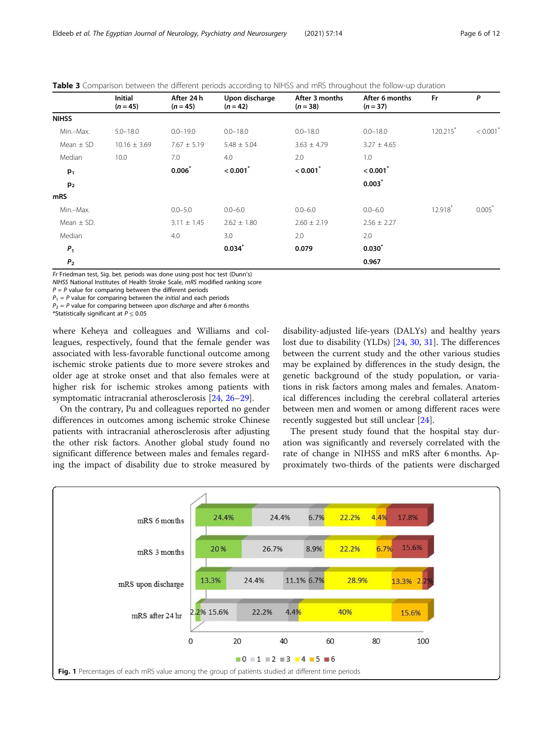**Table 3** Comparison between the different periods according to NIHSS and mRS throughout the follow-up duration

| | Initial (n = 45) | After 24 h (n = 45) | Upon discharge (n = 42) | After 3 months (n = 38) | After 6 months (n = 37) | Fr | P |
|---|---|---|---|---|---|---|---|
| **NIHSS** | | | | | | | |
| Min.–Max. | 5.0–18.0 | 0.0–19.0 | 0.0–18.0 | 0.0–18.0 | 0.0–18.0 | 120.215* | < 0.001* |
| Mean ± SD | 10.16 ± 3.69 | 7.67 ± 5.19 | 5.48 ± 5.04 | 3.63 ± 4.79 | 3.27 ± 4.65 | | |
| Median | 10.0 | 7.0 | 4.0 | 2.0 | 1.0 | | |
| $p_1$ | | **0.006*** | **< 0.001*** | **< 0.001*** | **< 0.001*** | | |
| $p_2$ | | | | | **0.003*** | | |
| **mRS** | | | | | | | |
| Min.–Max. | | 0.0–5.0 | 0.0–6.0 | 0.0–6.0 | 0.0–6.0 | 12.918* | 0.005* |
| Mean ± SD. | | 3.11 ± 1.45 | 2.62 ± 1.80 | 2.60 ± 2.19 | 2.56 ± 2.27 | | |
| Median | | 4.0 | 3.0 | 2.0 | 2.0 | | |
| $P_1$ | | | **0.034*** | **0.079** | **0.030*** | | |
| $P_2$ | | | | | **0.967** | | |

*Fr* Friedman test, Sig. bet. periods was done using post hoc test (Dunn's)
*NIHSS* National Institutes of Health Stroke Scale, *mRS* modified ranking score
$P$ = $P$ value for comparing between the different periods
$P_1$ = $P$ value for comparing between the *initial* and each periods
$P_2$ = $P$ value for comparing between *upon discharge* and after 6 months
*Statistically significant at $P \leq 0.05$

where Keheya and colleagues and Williams and colleagues, respectively, found that the female gender was associated with less-favorable functional outcome among ischemic stroke patients due to more severe strokes and older age at stroke onset and that also females were at higher risk for ischemic strokes among patients with symptomatic intracranial atherosclerosis [24, 26–29].

On the contrary, Pu and colleagues reported no gender differences in outcomes among ischemic stroke Chinese patients with intracranial atherosclerosis after adjusting the other risk factors. Another global study found no significant difference between males and females regarding the impact of disability due to stroke measured by disability-adjusted life-years (DALYs) and healthy years lost due to disability (YLDs) [24, 30, 31]. The differences between the current study and the other various studies may be explained by differences in the study design, the genetic background of the study population, or variations in risk factors among males and females. Anatomical differences including the cerebral collateral arteries between men and women or among different races were recently suggested but still unclear [24].

The present study found that the hospital stay duration was significantly and reversely correlated with the rate of change in NIHSS and mRS after 6 months. Approximately two-thirds of the patients were discharged

**Fig. 1** Percentages of each mRS value among the group of patients studied at different time periods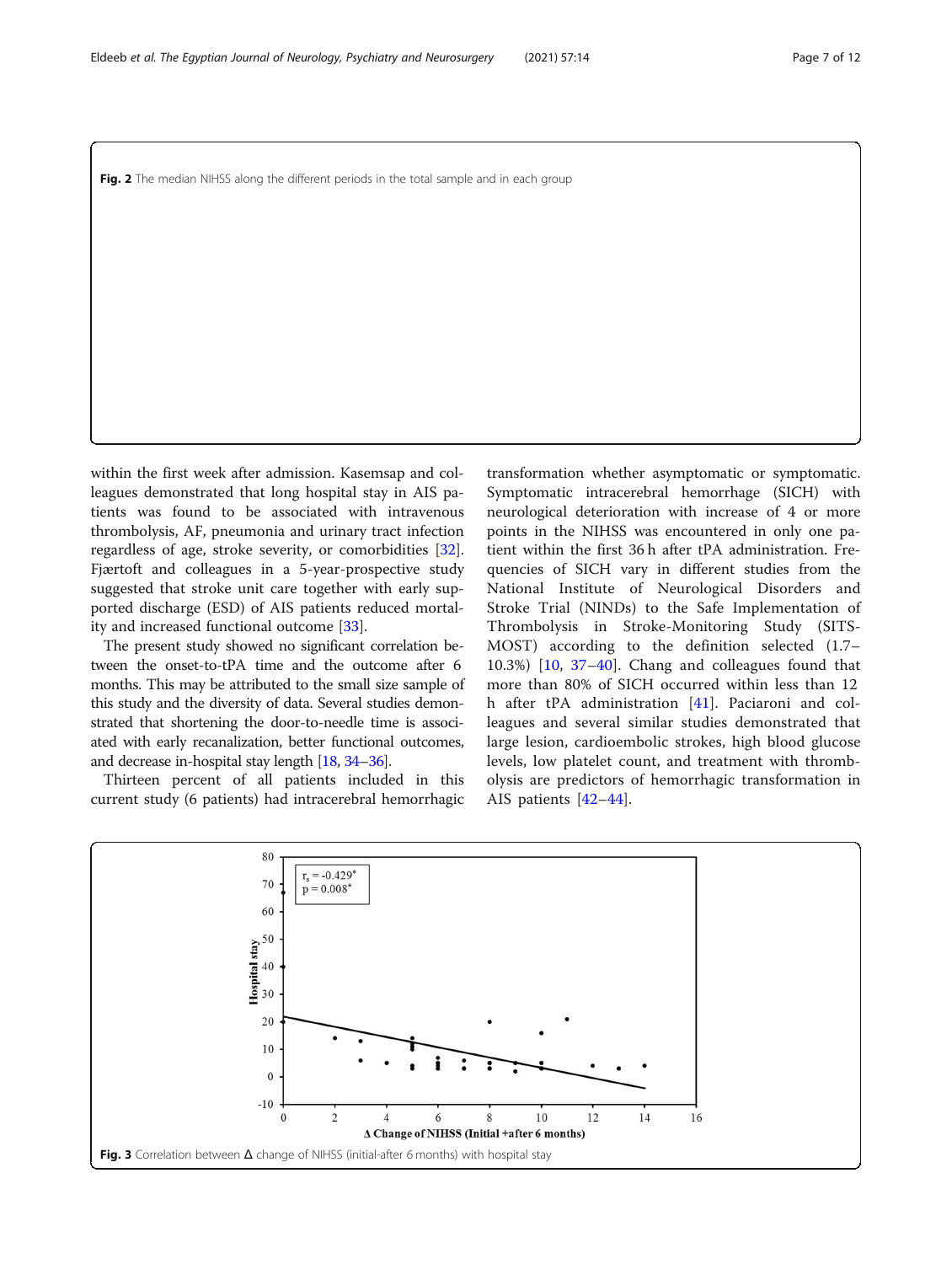Fig. 2 The median NIHSS along the different periods in the total sample and in each group

within the first week after admission. Kasemsap and colleagues demonstrated that long hospital stay in AIS patients was found to be associated with intravenous thrombolysis, AF, pneumonia and urinary tract infection regardless of age, stroke severity, or comorbidities [32]. Fjærtoft and colleagues in a 5-year-prospective study suggested that stroke unit care together with early supported discharge (ESD) of AIS patients reduced mortality and increased functional outcome [33].

The present study showed no significant correlation between the onset-to-tPA time and the outcome after 6 months. This may be attributed to the small size sample of this study and the diversity of data. Several studies demonstrated that shortening the door-to-needle time is associated with early recanalization, better functional outcomes, and decrease in-hospital stay length [18, 34–36].

Thirteen percent of all patients included in this current study (6 patients) had intracerebral hemorrhagic transformation whether asymptomatic or symptomatic. Symptomatic intracerebral hemorrhage (SICH) with neurological deterioration with increase of 4 or more points in the NIHSS was encountered in only one patient within the first 36 h after tPA administration. Frequencies of SICH vary in different studies from the National Institute of Neurological Disorders and Stroke Trial (NINDs) to the Safe Implementation of Thrombolysis in Stroke-Monitoring Study (SITS-MOST) according to the definition selected (1.7–10.3%) [10, 37–40]. Chang and colleagues found that more than 80% of SICH occurred within less than 12 h after tPA administration [41]. Paciaroni and colleagues and several similar studies demonstrated that large lesion, cardioembolic strokes, high blood glucose levels, low platelet count, and treatment with thrombolysis are predictors of hemorrhagic transformation in AIS patients [42–44].

Fig. 3 Correlation between Δ change of NIHSS (initial-after 6 months) with hospital stay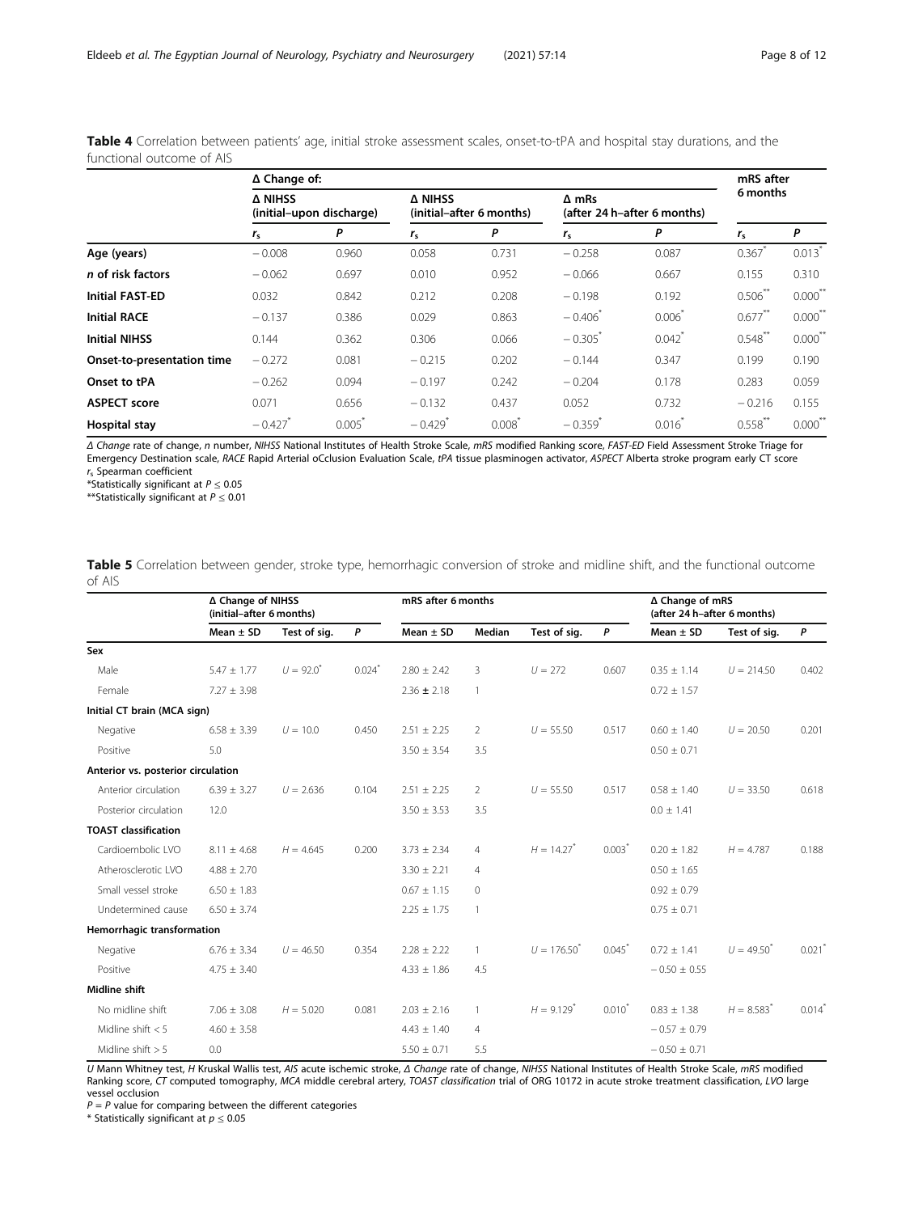**Table 4** Correlation between patients' age, initial stroke assessment scales, onset-to-tPA and hospital stay durations, and the functional outcome of AIS

| | Δ Change of: | | | | | | mRS after 6 months | |
|---|---|---|---|---|---|---|---|---|
| | Δ NIHSS (initial–upon discharge) | | Δ NIHSS (initial–after 6 months) | | Δ mRs (after 24 h–after 6 months) | | | |
| | $r_s$ | P | $r_s$ | P | $r_s$ | P | $r_s$ | P |
| **Age (years)** | −0.008 | 0.960 | 0.058 | 0.731 | −0.258 | 0.087 | 0.367* | 0.013* |
| ***n* of risk factors** | −0.062 | 0.697 | 0.010 | 0.952 | −0.066 | 0.667 | 0.155 | 0.310 |
| **Initial FAST-ED** | 0.032 | 0.842 | 0.212 | 0.208 | −0.198 | 0.192 | 0.506** | 0.000** |
| **Initial RACE** | −0.137 | 0.386 | 0.029 | 0.863 | −0.406* | 0.006* | 0.677** | 0.000** |
| **Initial NIHSS** | 0.144 | 0.362 | 0.306 | 0.066 | −0.305* | 0.042* | 0.548** | 0.000** |
| **Onset-to-presentation time** | −0.272 | 0.081 | −0.215 | 0.202 | −0.144 | 0.347 | 0.199 | 0.190 |
| **Onset to tPA** | −0.262 | 0.094 | −0.197 | 0.242 | −0.204 | 0.178 | 0.283 | 0.059 |
| **ASPECT score** | 0.071 | 0.656 | −0.132 | 0.437 | 0.052 | 0.732 | −0.216 | 0.155 |
| **Hospital stay** | −0.427* | 0.005* | −0.429* | 0.008* | −0.359* | 0.016* | 0.558** | 0.000** |

*Δ Change* rate of change, *n* number, *NIHSS* National Institutes of Health Stroke Scale, *mRS* modified Ranking score, *FAST-ED* Field Assessment Stroke Triage for Emergency Destination scale, *RACE* Rapid Arterial oCclusion Evaluation Scale, *tPA* tissue plasminogen activator, *ASPECT* Alberta stroke program early CT score
$r_s$ Spearman coefficient
*Statistically significant at $P \leq 0.05$
**Statistically significant at $P \leq 0.01$

**Table 5** Correlation between gender, stroke type, hemorrhagic conversion of stroke and midline shift, and the functional outcome of AIS

| | Δ Change of NIHSS (initial–after 6 months) | | | mRS after 6 months | | | | Δ Change of mRS (after 24 h–after 6 months) | | |
|---|---|---|---|---|---|---|---|---|---|---|
| | Mean ± SD | Test of sig. | P | Mean ± SD | Median | Test of sig. | P | Mean ± SD | Test of sig. | P |
| **Sex** | | | | | | | | | | |
| Male | 5.47 ± 1.77 | U = 92.0* | 0.024* | 2.80 ± 2.42 | 3 | U = 272 | 0.607 | 0.35 ± 1.14 | U = 214.50 | 0.402 |
| Female | 7.27 ± 3.98 | | | 2.36 ± 2.18 | 1 | | | 0.72 ± 1.57 | | |
| **Initial CT brain (MCA sign)** | | | | | | | | | | |
| Negative | 6.58 ± 3.39 | U = 10.0 | 0.450 | 2.51 ± 2.25 | 2 | U = 55.50 | 0.517 | 0.60 ± 1.40 | U = 20.50 | 0.201 |
| Positive | 5.0 | | | 3.50 ± 3.54 | 3.5 | | | 0.50 ± 0.71 | | |
| **Anterior vs. posterior circulation** | | | | | | | | | | |
| Anterior circulation | 6.39 ± 3.27 | U = 2.636 | 0.104 | 2.51 ± 2.25 | 2 | U = 55.50 | 0.517 | 0.58 ± 1.40 | U = 33.50 | 0.618 |
| Posterior circulation | 12.0 | | | 3.50 ± 3.53 | 3.5 | | | 0.0 ± 1.41 | | |
| **TOAST classification** | | | | | | | | | | |
| Cardioembolic LVO | 8.11 ± 4.68 | H = 4.645 | 0.200 | 3.73 ± 2.34 | 4 | H = 14.27* | 0.003* | 0.20 ± 1.82 | H = 4.787 | 0.188 |
| Atherosclerotic LVO | 4.88 ± 2.70 | | | 3.30 ± 2.21 | 4 | | | 0.50 ± 1.65 | | |
| Small vessel stroke | 6.50 ± 1.83 | | | 0.67 ± 1.15 | 0 | | | 0.92 ± 0.79 | | |
| Undetermined cause | 6.50 ± 3.74 | | | 2.25 ± 1.75 | 1 | | | 0.75 ± 0.71 | | |
| **Hemorrhagic transformation** | | | | | | | | | | |
| Negative | 6.76 ± 3.34 | U = 46.50 | 0.354 | 2.28 ± 2.22 | 1 | U = 176.50* | 0.045* | 0.72 ± 1.41 | U = 49.50* | 0.021* |
| Positive | 4.75 ± 3.40 | | | 4.33 ± 1.86 | 4.5 | | | −0.50 ± 0.55 | | |
| **Midline shift** | | | | | | | | | | |
| No midline shift | 7.06 ± 3.08 | H = 5.020 | 0.081 | 2.03 ± 2.16 | 1 | H = 9.129* | 0.010* | 0.83 ± 1.38 | H = 8.583* | 0.014* |
| Midline shift < 5 | 4.60 ± 3.58 | | | 4.43 ± 1.40 | 4 | | | −0.57 ± 0.79 | | |
| Midline shift > 5 | 0.0 | | | 5.50 ± 0.71 | 5.5 | | | −0.50 ± 0.71 | | |

*U* Mann Whitney test, *H* Kruskal Wallis test, *AIS* acute ischemic stroke, *Δ Change* rate of change, *NIHSS* National Institutes of Health Stroke Scale, *mRS* modified Ranking score, *CT* computed tomography, *MCA* middle cerebral artery, *TOAST classification* trial of ORG 10172 in acute stroke treatment classification, *LVO* large vessel occlusion
*P* = *P* value for comparing between the different categories
* Statistically significant at $p \leq 0.05$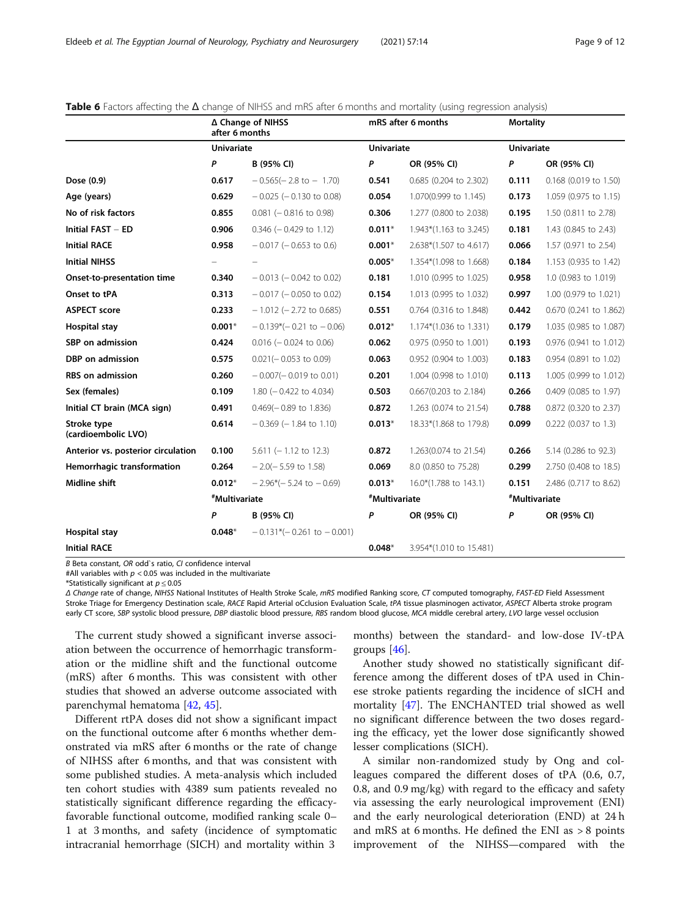**Table 6** Factors affecting the Δ change of NIHSS and mRS after 6 months and mortality (using regression analysis)

| | Δ Change of NIHSS after 6 months | | mRS after 6 months | | Mortality | |
|---|---|---|---|---|---|---|
| | Univariate | | Univariate | | Univariate | |
| | *P* | B (95% CI) | *P* | OR (95% CI) | *P* | OR (95% CI) |
| **Dose (0.9)** | **0.617** | − 0.565(− 2.8 to − 1.70) | **0.541** | 0.685 (0.204 to 2.302) | **0.111** | 0.168 (0.019 to 1.50) |
| **Age (years)** | **0.629** | − 0.025 (− 0.130 to 0.08) | **0.054** | 1.070(0.999 to 1.145) | **0.173** | 1.059 (0.975 to 1.15) |
| **No of risk factors** | **0.855** | 0.081 (− 0.816 to 0.98) | **0.306** | 1.277 (0.800 to 2.038) | **0.195** | 1.50 (0.811 to 2.78) |
| **Initial FAST − ED** | **0.906** | 0.346 (− 0.429 to 1.12) | **0.011*** | 1.943*(1.163 to 3.245) | **0.181** | 1.43 (0.845 to 2.43) |
| **Initial RACE** | **0.958** | − 0.017 (− 0.653 to 0.6) | **0.001*** | 2.638*(1.507 to 4.617) | **0.066** | 1.57 (0.971 to 2.54) |
| **Initial NIHSS** | – | – | **0.005*** | 1.354*(1.098 to 1.668) | **0.184** | 1.153 (0.935 to 1.42) |
| **Onset-to-presentation time** | **0.340** | − 0.013 (− 0.042 to 0.02) | **0.181** | 1.010 (0.995 to 1.025) | **0.958** | 1.0 (0.983 to 1.019) |
| **Onset to tPA** | **0.313** | − 0.017 (− 0.050 to 0.02) | **0.154** | 1.013 (0.995 to 1.032) | **0.997** | 1.00 (0.979 to 1.021) |
| **ASPECT score** | **0.233** | − 1.012 (− 2.72 to 0.685) | **0.551** | 0.764 (0.316 to 1.848) | **0.442** | 0.670 (0.241 to 1.862) |
| **Hospital stay** | **0.001*** | − 0.139*(− 0.21 to − 0.06) | **0.012*** | 1.174*(1.036 to 1.331) | **0.179** | 1.035 (0.985 to 1.087) |
| **SBP on admission** | **0.424** | 0.016 (− 0.024 to 0.06) | **0.062** | 0.975 (0.950 to 1.001) | **0.193** | 0.976 (0.941 to 1.012) |
| **DBP on admission** | **0.575** | 0.021(− 0.053 to 0.09) | **0.063** | 0.952 (0.904 to 1.003) | **0.183** | 0.954 (0.891 to 1.02) |
| **RBS on admission** | **0.260** | − 0.007(− 0.019 to 0.01) | **0.201** | 1.004 (0.998 to 1.010) | **0.113** | 1.005 (0.999 to 1.012) |
| **Sex (females)** | **0.109** | 1.80 (− 0.422 to 4.034) | **0.503** | 0.667(0.203 to 2.184) | **0.266** | 0.409 (0.085 to 1.97) |
| **Initial CT brain (MCA sign)** | **0.491** | 0.469(− 0.89 to 1.836) | **0.872** | 1.263 (0.074 to 21.54) | **0.788** | 0.872 (0.320 to 2.37) |
| **Stroke type (cardioembolic LVO)** | **0.614** | − 0.369 (− 1.84 to 1.10) | **0.013*** | 18.33*(1.868 to 179.8) | **0.099** | 0.222 (0.037 to 1.3) |
| **Anterior vs. posterior circulation** | **0.100** | 5.611 (− 1.12 to 12.3) | **0.872** | 1.263(0.074 to 21.54) | **0.266** | 5.14 (0.286 to 92.3) |
| **Hemorrhagic transformation** | **0.264** | − 2.0(− 5.59 to 1.58) | **0.069** | 8.0 (0.850 to 75.28) | **0.299** | 2.750 (0.408 to 18.5) |
| **Midline shift** | **0.012*** | − 2.96*(− 5.24 to − 0.69) | **0.013*** | 16.0*(1.788 to 143.1) | **0.151** | 2.486 (0.717 to 8.62) |
| | #Multivariate | | #Multivariate | | #Multivariate | |
| | *P* | B (95% CI) | *P* | OR (95% CI) | *P* | OR (95% CI) |
| **Hospital stay** | **0.048*** | − 0.131*(− 0.261 to − 0.001) | | | | |
| **Initial RACE** | | | **0.048*** | 3.954*(1.010 to 15.481) | | |

*B* Beta constant, *OR* odd`s ratio, *CI* confidence interval
#All variables with $p < 0.05$ was included in the multivariate
*Statistically significant at $p \leq 0.05$
*Δ Change* rate of change, *NIHSS* National Institutes of Health Stroke Scale, *mRS* modified Ranking score, *CT* computed tomography, *FAST-ED* Field Assessment Stroke Triage for Emergency Destination scale, *RACE* Rapid Arterial oCclusion Evaluation Scale, *tPA* tissue plasminogen activator, *ASPECT* Alberta stroke program early CT score, *SBP* systolic blood pressure, *DBP* diastolic blood pressure, *RBS* random blood glucose, *MCA* middle cerebral artery, *LVO* large vessel occlusion

The current study showed a significant inverse association between the occurrence of hemorrhagic transformation or the midline shift and the functional outcome (mRS) after 6 months. This was consistent with other studies that showed an adverse outcome associated with parenchymal hematoma [42, 45].

Different rtPA doses did not show a significant impact on the functional outcome after 6 months whether demonstrated via mRS after 6 months or the rate of change of NIHSS after 6 months, and that was consistent with some published studies. A meta-analysis which included ten cohort studies with 4389 sum patients revealed no statistically significant difference regarding the efficacy-favorable functional outcome, modified ranking scale 0–1 at 3 months, and safety (incidence of symptomatic intracranial hemorrhage (SICH) and mortality within 3 months) between the standard- and low-dose IV-tPA groups [46].

Another study showed no statistically significant difference among the different doses of tPA used in Chinese stroke patients regarding the incidence of sICH and mortality [47]. The ENCHANTED trial showed as well no significant difference between the two doses regarding the efficacy, yet the lower dose significantly showed lesser complications (SICH).

A similar non-randomized study by Ong and colleagues compared the different doses of tPA (0.6, 0.7, 0.8, and 0.9 mg/kg) with regard to the efficacy and safety via assessing the early neurological improvement (ENI) and the early neurological deterioration (END) at 24 h and mRS at 6 months. He defined the ENI as > 8 points improvement of the NIHSS—compared with the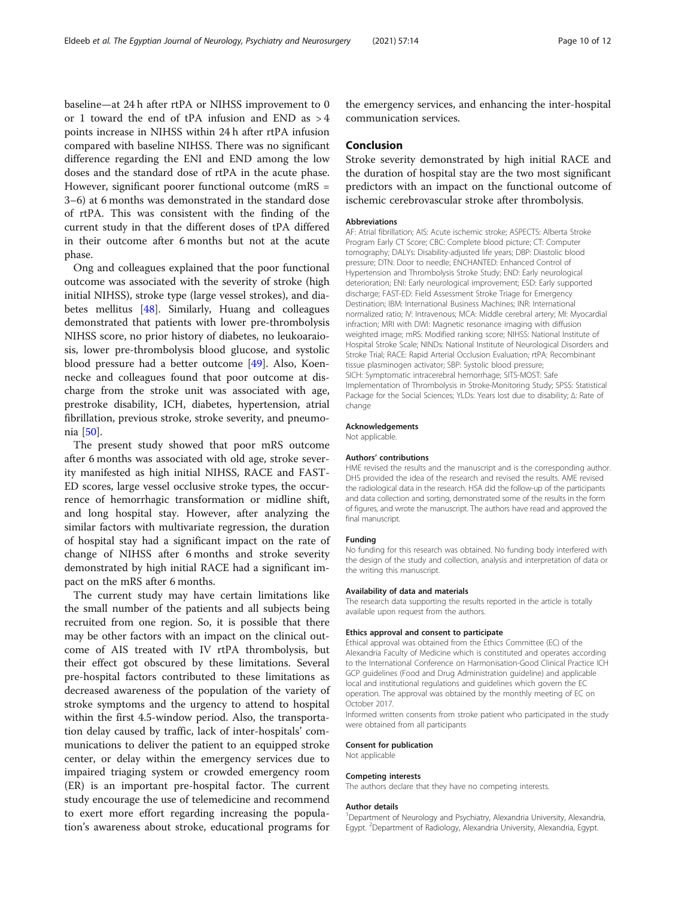baseline—at 24 h after rtPA or NIHSS improvement to 0 or 1 toward the end of tPA infusion and END as > 4 points increase in NIHSS within 24 h after rtPA infusion compared with baseline NIHSS. There was no significant difference regarding the ENI and END among the low doses and the standard dose of rtPA in the acute phase. However, significant poorer functional outcome (mRS = 3–6) at 6 months was demonstrated in the standard dose of rtPA. This was consistent with the finding of the current study in that the different doses of tPA differed in their outcome after 6 months but not at the acute phase.

Ong and colleagues explained that the poor functional outcome was associated with the severity of stroke (high initial NIHSS), stroke type (large vessel strokes), and diabetes mellitus [48]. Similarly, Huang and colleagues demonstrated that patients with lower pre-thrombolysis NIHSS score, no prior history of diabetes, no leukoaraiosis, lower pre-thrombolysis blood glucose, and systolic blood pressure had a better outcome [49]. Also, Koennecke and colleagues found that poor outcome at discharge from the stroke unit was associated with age, prestroke disability, ICH, diabetes, hypertension, atrial fibrillation, previous stroke, stroke severity, and pneumonia [50].

The present study showed that poor mRS outcome after 6 months was associated with old age, stroke severity manifested as high initial NIHSS, RACE and FAST-ED scores, large vessel occlusive stroke types, the occurrence of hemorrhagic transformation or midline shift, and long hospital stay. However, after analyzing the similar factors with multivariate regression, the duration of hospital stay had a significant impact on the rate of change of NIHSS after 6 months and stroke severity demonstrated by high initial RACE had a significant impact on the mRS after 6 months.

The current study may have certain limitations like the small number of the patients and all subjects being recruited from one region. So, it is possible that there may be other factors with an impact on the clinical outcome of AIS treated with IV rtPA thrombolysis, but their effect got obscured by these limitations. Several pre-hospital factors contributed to these limitations as decreased awareness of the population of the variety of stroke symptoms and the urgency to attend to hospital within the first 4.5-window period. Also, the transportation delay caused by traffic, lack of inter-hospitals' communications to deliver the patient to an equipped stroke center, or delay within the emergency services due to impaired triaging system or crowded emergency room (ER) is an important pre-hospital factor. The current study encourage the use of telemedicine and recommend to exert more effort regarding increasing the population's awareness about stroke, educational programs for the emergency services, and enhancing the inter-hospital communication services.

## Conclusion

Stroke severity demonstrated by high initial RACE and the duration of hospital stay are the two most significant predictors with an impact on the functional outcome of ischemic cerebrovascular stroke after thrombolysis.

### Abbreviations

AF: Atrial fibrillation; AIS: Acute ischemic stroke; ASPECTS: Alberta Stroke Program Early CT Score; CBC: Complete blood picture; CT: Computer tomography; DALYs: Disability-adjusted life years; DBP: Diastolic blood pressure; DTN: Door to needle; ENCHANTED: Enhanced Control of Hypertension and Thrombolysis Stroke Study; END: Early neurological deterioration; ENI: Early neurological improvement; ESD: Early supported discharge; FAST-ED: Field Assessment Stroke Triage for Emergency Destination; IBM: International Business Machines; INR: International normalized ratio; IV: Intravenous; MCA: Middle cerebral artery; MI: Myocardial infraction; MRI with DWI: Magnetic resonance imaging with diffusion weighted image; mRS: Modified ranking score; NIHSS: National Institute of Hospital Stroke Scale; NINDs: National Institute of Neurological Disorders and Stroke Trial; RACE: Rapid Arterial Occlusion Evaluation; rtPA: Recombinant tissue plasminogen activator; SBP: Systolic blood pressure; SICH: Symptomatic intracerebral hemorrhage; SITS-MOST: Safe Implementation of Thrombolysis in Stroke-Monitoring Study; SPSS: Statistical Package for the Social Sciences; YLDs: Years lost due to disability; Δ: Rate of change

### Acknowledgements

Not applicable.

### Authors' contributions

HME revised the results and the manuscript and is the corresponding author. DHS provided the idea of the research and revised the results. AME revised the radiological data in the research. HSA did the follow-up of the participants and data collection and sorting, demonstrated some of the results in the form of figures, and wrote the manuscript. The authors have read and approved the final manuscript.

### Funding

No funding for this research was obtained. No funding body interfered with the design of the study and collection, analysis and interpretation of data or the writing this manuscript.

### Availability of data and materials

The research data supporting the results reported in the article is totally available upon request from the authors.

### Ethics approval and consent to participate

Ethical approval was obtained from the Ethics Committee (EC) of the Alexandria Faculty of Medicine which is constituted and operates according to the International Conference on Harmonisation-Good Clinical Practice ICH GCP guidelines (Food and Drug Administration guideline) and applicable local and institutional regulations and guidelines which govern the EC operation. The approval was obtained by the monthly meeting of EC on October 2017.

Informed written consents from stroke patient who participated in the study were obtained from all participants

### Consent for publication

Not applicable

### Competing interests

The authors declare that they have no competing interests.

### Author details

[1]Department of Neurology and Psychiatry, Alexandria University, Alexandria, Egypt. [2]Department of Radiology, Alexandria University, Alexandria, Egypt.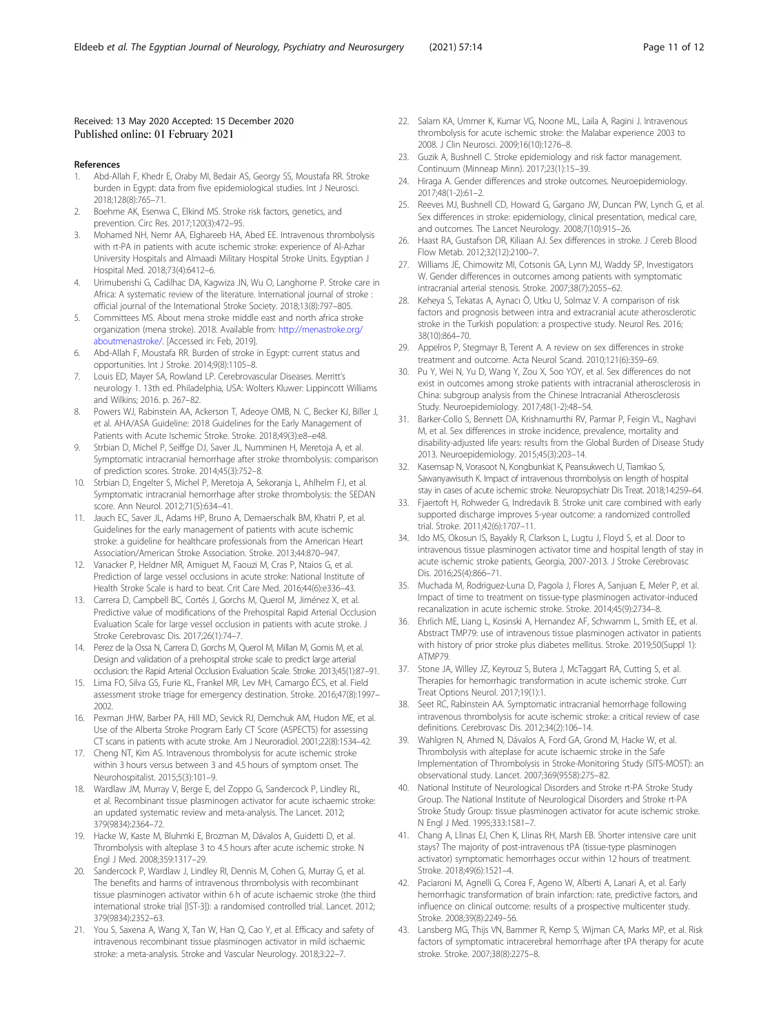Received: 13 May 2020 Accepted: 15 December 2020
Published online: 01 February 2021

## References

1. Abd-Allah F, Khedr E, Oraby MI, Bedair AS, Georgy SS, Moustafa RR. Stroke burden in Egypt: data from five epidemiological studies. Int J Neurosci. 2018;128(8):765–71.
2. Boehme AK, Esenwa C, Elkind MS. Stroke risk factors, genetics, and prevention. Circ Res. 2017;120(3):472–95.
3. Mohamed NH, Nemr AA, Elghareeb HA, Abed EE. Intravenous thrombolysis with rt-PA in patients with acute ischemic stroke: experience of Al-Azhar University Hospitals and Almaadi Military Hospital Stroke Units. Egyptian J Hospital Med. 2018;73(4):6412–6.
4. Urimubenshi G, Cadilhac DA, Kagwiza JN, Wu O, Langhorne P. Stroke care in Africa: A systematic review of the literature. International journal of stroke : official journal of the International Stroke Society. 2018;13(8):797–805.
5. Committees MS. About mena stroke middle east and north africa stroke organization (mena stroke). 2018. Available from: http://menastroke.org/aboutmenastroke/. [Accessed in: Feb, 2019].
6. Abd-Allah F, Moustafa RR. Burden of stroke in Egypt: current status and opportunities. Int J Stroke. 2014;9(8):1105–8.
7. Louis ED, Mayer SA, Rowland LP. Cerebrovascular Diseases. Merritt's neurology 1. 13th ed. Philadelphia, USA: Wolters Kluwer: Lippincott Williams and Wilkins; 2016. p. 267–82.
8. Powers WJ, Rabinstein AA, Ackerson T, Adeoye OMB, N. C, Becker KJ, Biller J, et al. AHA/ASA Guideline: 2018 Guidelines for the Early Management of Patients with Acute Ischemic Stroke. Stroke. 2018;49(3):e8–e48.
9. Strbian D, Michel P, Seiffge DJ, Saver JL, Numminen H, Meretoja A, et al. Symptomatic intracranial hemorrhage after stroke thrombolysis: comparison of prediction scores. Stroke. 2014;45(3):752–8.
10. Strbian D, Engelter S, Michel P, Meretoja A, Sekoranja L, Ahlhelm FJ, et al. Symptomatic intracranial hemorrhage after stroke thrombolysis: the SEDAN score. Ann Neurol. 2012;71(5):634–41.
11. Jauch EC, Saver JL, Adams HP, Bruno A, Demaerschalk BM, Khatri P, et al. Guidelines for the early management of patients with acute ischemic stroke: a guideline for healthcare professionals from the American Heart Association/American Stroke Association. Stroke. 2013;44:870–947.
12. Vanacker P, Heldner MR, Amiguet M, Faouzi M, Cras P, Ntaios G, et al. Prediction of large vessel occlusions in acute stroke: National Institute of Health Stroke Scale is hard to beat. Crit Care Med. 2016;44(6):e336–43.
13. Carrera D, Campbell BC, Cortés J, Gorchs M, Querol M, Jiménez X, et al. Predictive value of modifications of the Prehospital Rapid Arterial Occlusion Evaluation Scale for large vessel occlusion in patients with acute stroke. J Stroke Cerebrovasc Dis. 2017;26(1):74–7.
14. Perez de la Ossa N, Carrera D, Gorchs M, Querol M, Millan M, Gomis M, et al. Design and validation of a prehospital stroke scale to predict large arterial occlusion: the Rapid Arterial Occlusion Evaluation Scale. Stroke. 2013;45(1):87–91.
15. Lima FO, Silva GS, Furie KL, Frankel MR, Lev MH, Camargo ÉCS, et al. Field assessment stroke triage for emergency destination. Stroke. 2016;47(8):1997–2002.
16. Pexman JHW, Barber PA, Hill MD, Sevick RJ, Demchuk AM, Hudon ME, et al. Use of the Alberta Stroke Program Early CT Score (ASPECTS) for assessing CT scans in patients with acute stroke. Am J Neuroradiol. 2001;22(8):1534–42.
17. Cheng NT, Kim AS. Intravenous thrombolysis for acute ischemic stroke within 3 hours versus between 3 and 4.5 hours of symptom onset. The Neurohospitalist. 2015;5(3):101–9.
18. Wardlaw JM, Murray V, Berge E, del Zoppo G, Sandercock P, Lindley RL, et al. Recombinant tissue plasminogen activator for acute ischaemic stroke: an updated systematic review and meta-analysis. The Lancet. 2012; 379(9834):2364–72.
19. Hacke W, Kaste M, Bluhmki E, Brozman M, Dávalos A, Guidetti D, et al. Thrombolysis with alteplase 3 to 4.5 hours after acute ischemic stroke. N Engl J Med. 2008;359:1317–29.
20. Sandercock P, Wardlaw J, Lindley RI, Dennis M, Cohen G, Murray G, et al. The benefits and harms of intravenous thrombolysis with recombinant tissue plasminogen activator within 6 h of acute ischaemic stroke (the third international stroke trial [IST-3]): a randomised controlled trial. Lancet. 2012; 379(9834):2352–63.
21. You S, Saxena A, Wang X, Tan W, Han Q, Cao Y, et al. Efficacy and safety of intravenous recombinant tissue plasminogen activator in mild ischaemic stroke: a meta-analysis. Stroke and Vascular Neurology. 2018;3:22–7.
22. Salam KA, Ummer K, Kumar VG, Noone ML, Laila A, Ragini J. Intravenous thrombolysis for acute ischemic stroke: the Malabar experience 2003 to 2008. J Clin Neurosci. 2009;16(10):1276–8.
23. Guzik A, Bushnell C. Stroke epidemiology and risk factor management. Continuum (Minneap Minn). 2017;23(1):15–39.
24. Hiraga A. Gender differences and stroke outcomes. Neuroepidemiology. 2017;48(1-2):61–2.
25. Reeves MJ, Bushnell CD, Howard G, Gargano JW, Duncan PW, Lynch G, et al. Sex differences in stroke: epidemiology, clinical presentation, medical care, and outcomes. The Lancet Neurology. 2008;7(10):915–26.
26. Haast RA, Gustafson DR, Kiliaan AJ. Sex differences in stroke. J Cereb Blood Flow Metab. 2012;32(12):2100–7.
27. Williams JE, Chimowitz MI, Cotsonis GA, Lynn MJ, Waddy SP, Investigators W. Gender differences in outcomes among patients with symptomatic intracranial arterial stenosis. Stroke. 2007;38(7):2055–62.
28. Keheya S, Tekatas A, Aynacı Ö, Utku U, Solmaz V. A comparison of risk factors and prognosis between intra and extracranial acute atherosclerotic stroke in the Turkish population: a prospective study. Neurol Res. 2016; 38(10):864–70.
29. Appelros P, Stegmayr B, Terent A. A review on sex differences in stroke treatment and outcome. Acta Neurol Scand. 2010;121(6):359–69.
30. Pu Y, Wei N, Yu D, Wang Y, Zou X, Soo YOY, et al. Sex differences do not exist in outcomes among stroke patients with intracranial atherosclerosis in China: subgroup analysis from the Chinese Intracranial Atherosclerosis Study. Neuroepidemiology. 2017;48(1-2):48–54.
31. Barker-Collo S, Bennett DA, Krishnamurthi RV, Parmar P, Feigin VL, Naghavi M, et al. Sex differences in stroke incidence, prevalence, mortality and disability-adjusted life years: results from the Global Burden of Disease Study 2013. Neuroepidemiology. 2015;45(3):203–14.
32. Kasemsap N, Vorasoot N, Kongbunkiat K, Peansukwech U, Tiamkao S, Sawanyawisuth K. Impact of intravenous thrombolysis on length of hospital stay in cases of acute ischemic stroke. Neuropsychiatr Dis Treat. 2018;14:259–64.
33. Fjaertoft H, Rohweder G, Indredavik B. Stroke unit care combined with early supported discharge improves 5-year outcome: a randomized controlled trial. Stroke. 2011;42(6):1707–11.
34. Ido MS, Okosun IS, Bayakly R, Clarkson L, Lugtu J, Floyd S, et al. Door to intravenous tissue plasminogen activator time and hospital length of stay in acute ischemic stroke patients, Georgia, 2007-2013. J Stroke Cerebrovasc Dis. 2016;25(4):866–71.
35. Muchada M, Rodriguez-Luna D, Pagola J, Flores A, Sanjuan E, Meler P, et al. Impact of time to treatment on tissue-type plasminogen activator-induced recanalization in acute ischemic stroke. Stroke. 2014;45(9):2734–8.
36. Ehrlich ME, Liang L, Kosinski A, Hernandez AF, Schwamm L, Smith EE, et al. Abstract TMP79: use of intravenous tissue plasminogen activator in patients with history of prior stroke plus diabetes mellitus. Stroke. 2019;50(Suppl 1): ATMP79.
37. Stone JA, Willey JZ, Keyrouz S, Butera J, McTaggart RA, Cutting S, et al. Therapies for hemorrhagic transformation in acute ischemic stroke. Curr Treat Options Neurol. 2017;19(1):1.
38. Seet RC, Rabinstein AA. Symptomatic intracranial hemorrhage following intravenous thrombolysis for acute ischemic stroke: a critical review of case definitions. Cerebrovasc Dis. 2012;34(2):106–14.
39. Wahlgren N, Ahmed N, Dávalos A, Ford GA, Grond M, Hacke W, et al. Thrombolysis with alteplase for acute ischaemic stroke in the Safe Implementation of Thrombolysis in Stroke-Monitoring Study (SITS-MOST): an observational study. Lancet. 2007;369(9558):275–82.
40. National Institute of Neurological Disorders and Stroke rt-PA Stroke Study Group. The National Institute of Neurological Disorders and Stroke rt-PA Stroke Study Group: tissue plasminogen activator for acute ischemic stroke. N Engl J Med. 1995;333:1581–7.
41. Chang A, Llinas EJ, Chen K, Llinas RH, Marsh EB. Shorter intensive care unit stays? The majority of post-intravenous tPA (tissue-type plasminogen activator) symptomatic hemorrhages occur within 12 hours of treatment. Stroke. 2018;49(6):1521–4.
42. Paciaroni M, Agnelli G, Corea F, Ageno W, Alberti A, Lanari A, et al. Early hemorrhagic transformation of brain infarction: rate, predictive factors, and influence on clinical outcome: results of a prospective multicenter study. Stroke. 2008;39(8):2249–56.
43. Lansberg MG, Thijs VN, Bammer R, Kemp S, Wijman CA, Marks MP, et al. Risk factors of symptomatic intracerebral hemorrhage after tPA therapy for acute stroke. Stroke. 2007;38(8):2275–8.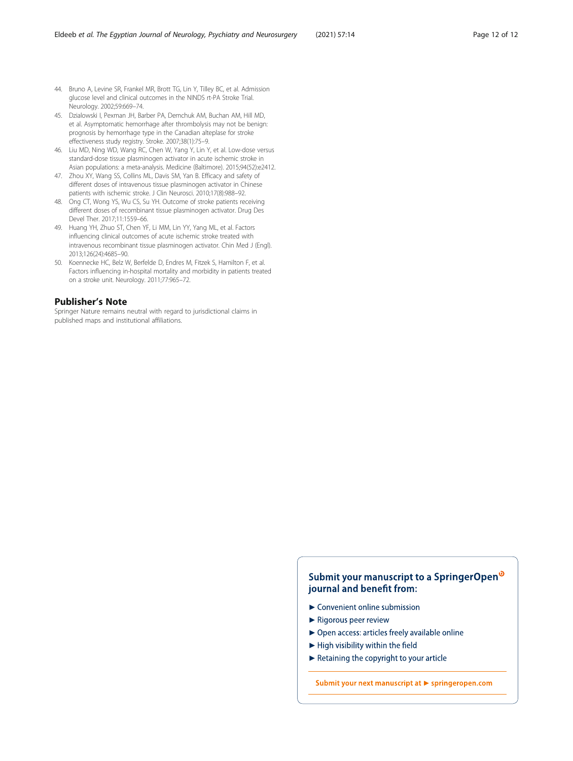44. Bruno A, Levine SR, Frankel MR, Brott TG, Lin Y, Tilley BC, et al. Admission glucose level and clinical outcomes in the NINDS rt-PA Stroke Trial. Neurology. 2002;59:669–74.
45. Dzialowski I, Pexman JH, Barber PA, Demchuk AM, Buchan AM, Hill MD, et al. Asymptomatic hemorrhage after thrombolysis may not be benign: prognosis by hemorrhage type in the Canadian alteplase for stroke effectiveness study registry. Stroke. 2007;38(1):75–9.
46. Liu MD, Ning WD, Wang RC, Chen W, Yang Y, Lin Y, et al. Low-dose versus standard-dose tissue plasminogen activator in acute ischemic stroke in Asian populations: a meta-analysis. Medicine (Baltimore). 2015;94(52):e2412.
47. Zhou XY, Wang SS, Collins ML, Davis SM, Yan B. Efficacy and safety of different doses of intravenous tissue plasminogen activator in Chinese patients with ischemic stroke. J Clin Neurosci. 2010;17(8):988–92.
48. Ong CT, Wong YS, Wu CS, Su YH. Outcome of stroke patients receiving different doses of recombinant tissue plasminogen activator. Drug Des Devel Ther. 2017;11:1559–66.
49. Huang YH, Zhuo ST, Chen YF, Li MM, Lin YY, Yang ML, et al. Factors influencing clinical outcomes of acute ischemic stroke treated with intravenous recombinant tissue plasminogen activator. Chin Med J (Engl). 2013;126(24):4685–90.
50. Koennecke HC, Belz W, Berfelde D, Endres M, Fitzek S, Hamilton F, et al. Factors influencing in-hospital mortality and morbidity in patients treated on a stroke unit. Neurology. 2011;77:965–72.

## Publisher's Note

Springer Nature remains neutral with regard to jurisdictional claims in published maps and institutional affiliations.

**Submit your manuscript to a SpringerOpen journal and benefit from:**

- ► Convenient online submission
- ► Rigorous peer review
- ► Open access: articles freely available online
- ► High visibility within the field
- ► Retaining the copyright to your article

**Submit your next manuscript at ► springeropen.com**